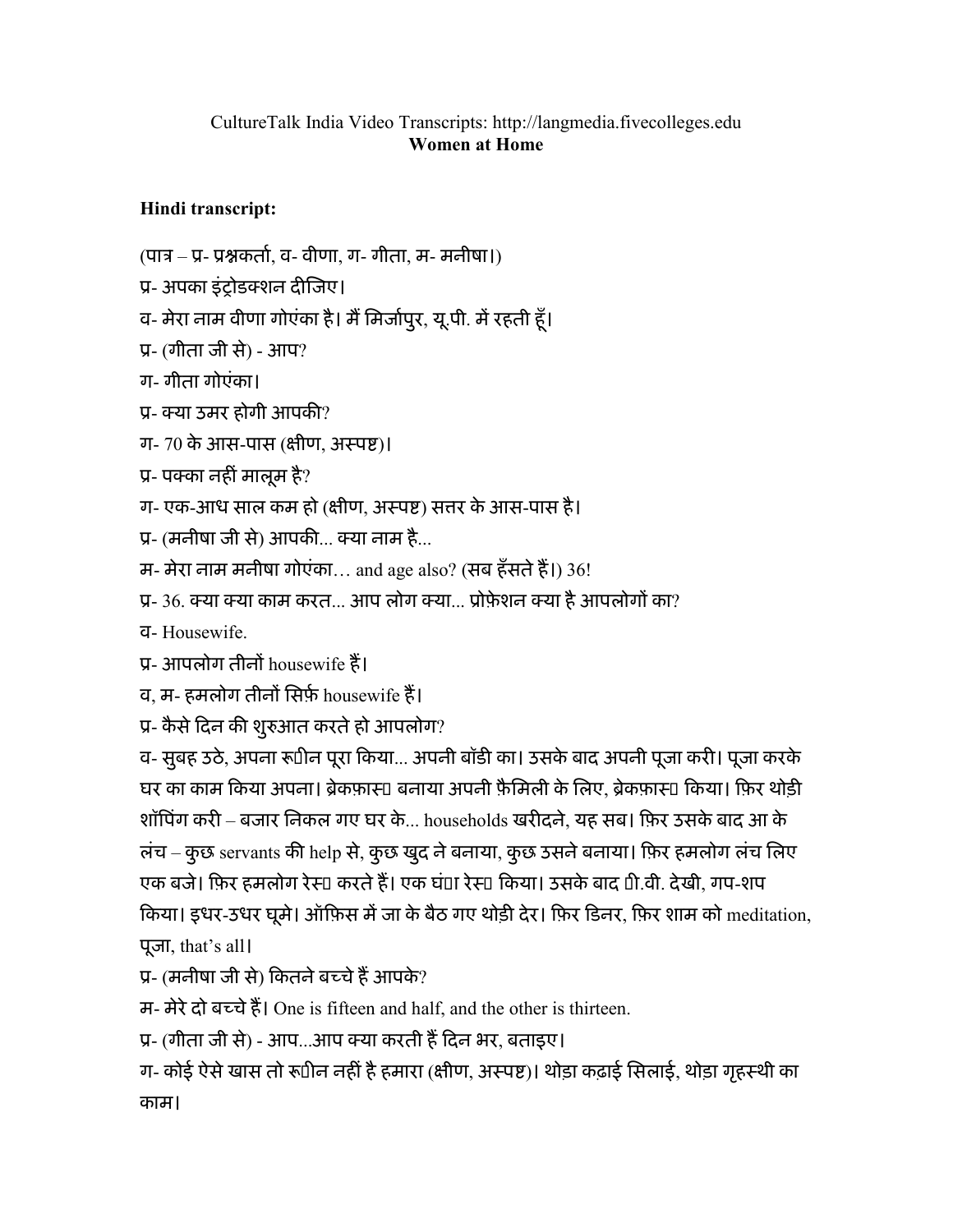CultureTalk India Video Transcripts: http://langmedia.fivecolleges.edu

**Women at Home**

**Hindi transcript:**

(पात्र – प्र- प्रश्नकर्ता, व- वीणा, ग- गीता, म- मनीषा।)

प्र- अपका इंट्रोडक्शन दीजिए।

व- मेरा नाम वीणा गोएंका है। मैं मिर्जापुर, यू.पी. में रहती हूँ।

प्र- (गीता जी से) - आप?

ग- गीता गोएंका।

प्र- क्या उमर होगी आपकी?

ग- 70 के आस-पास (क्षीण, अस्पष्ट)।

प्र- पक्का नहीं मालूम है?

ग- एक-आध साल कम हो (क्षीण, अस्पष्ट) सत्तर के आस-पास है।

प्र- (मनीषा जी से) आपकी... क्या नाम है...

म- मेरा नाम मनीषा गोएंका… and age also? (सब हँसते हैं।) 36!

प्र- 36. क्या क्या काम करत... आप लोग क्या... प्रोफ़ेशन क्या है आपलोगों का?

व- Housewife.

प्र- आपलोग तीनों housewife हैं।

व, म- हमलोग तीनों सिर्फ़ housewife हैं।

प्र- कैसे दिन की शुरुआत करते हो आपलोग?

व- सुबह उठे, अपना रूटीन पूरा किया... अपनी बॉडी का। उसके बाद अपनी पूजा करी। पूजा करके घर का काम किया अपना। ब्रेकफ़ास्ट बनाया अपनी फ़ैमिली के लिए, ब्रेकफ़ास्ट किया। फ़िर थोड़ी शॉपिंग करी – बजार निकल गए घर के... households खरीदने, यह सब। फ़िर उसके बाद आ के लंच – कुछ servants की help से, कुछ खुद ने बनाया, कुछ उसने बनाया। फ़िर हमलोग लंच लिए एक बजे। फ़िर हमलोग रेस्ट करते हैं। एक घंटा रेस्ट किया। उसके बाद टी.वी. देखी, गप-शप किया। इधर-उधर घूमे। ऑफ़िस में जा के बैठ गए थोड़ी देर। फ़िर डिनर, फ़िर शाम को meditation, पूजा, that's all।

प्र- (मनीषा जी से) कितने बच्चे हैं आपके?

म- मेरे दो बच्चे हैं। One is fifteen and half, and the other is thirteen.

प्र- (गीता जी से) - आप...आप क्या करती हैं दिन भर, बताइए।

ग- कोई ऐसे खास तो रूटीन नहीं है हमारा (क्षीण, अस्पष्ट)। थोड़ा कढ़ाई सिलाई, थोड़ा गृहस्थी का काम।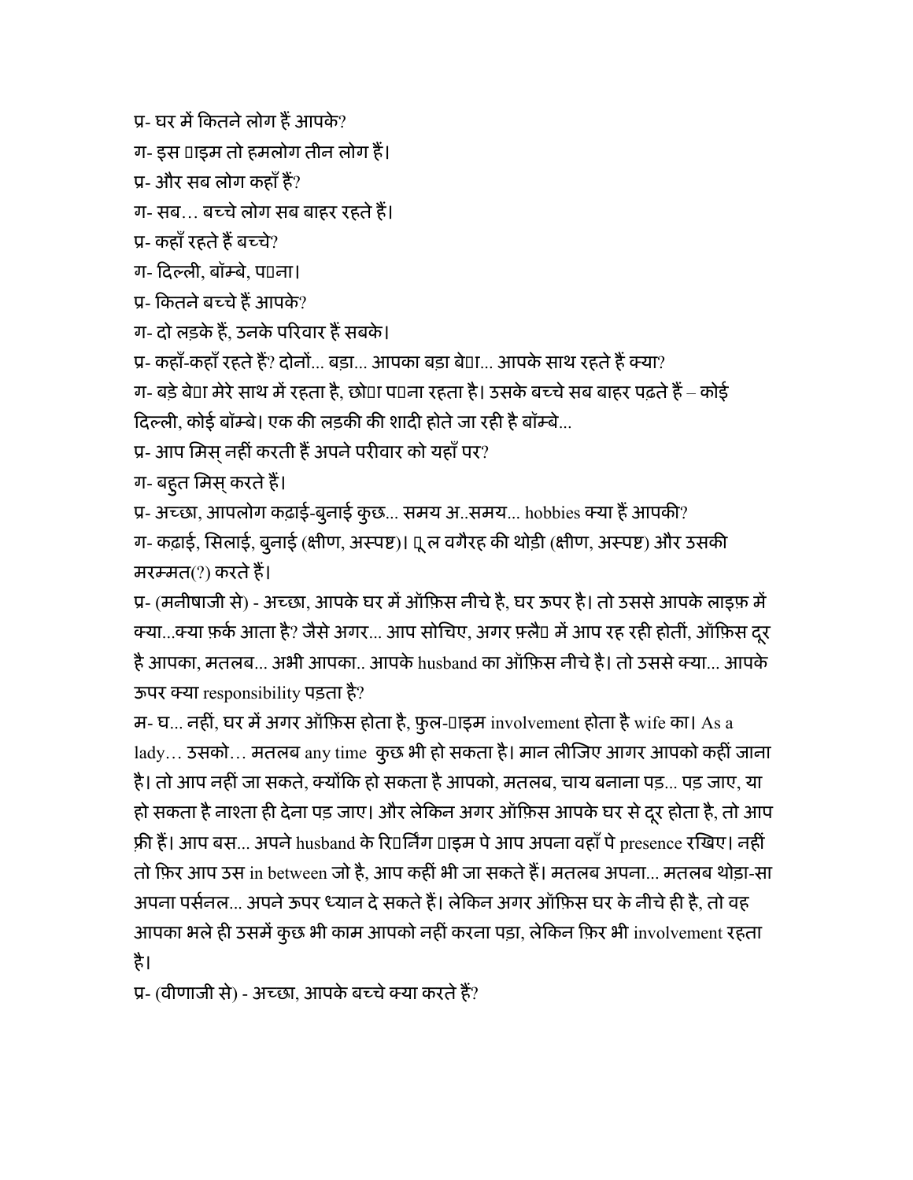प्र- घर में कितने लोग हैं आपके?

ग- इस ाइम तो हमलोग तीन लोग हैं।

प्र- और सब लोग कहाँ हैं?

ग- सब… बच्चे लोग सब बाहर रहते हैं।

प्र- कहाँ रहते हैं बच्चे?

ग- दिल्ली, बॉम्बे, पना।

प्र- कितने बच्चे हैं आपके?

ग- दो लड़के हैं, उनके परिवार हैं सबके।

प्र- कहाँ-कहाँ रहते हैं? दोनों... बड़ा... आपका बड़ा बेा... आपके साथ रहते हैं क्या?

ग- बड़े बेा मेरे साथ में रहता है, छोा पना रहता है। उसके बच्चे सब बाहर पढ़ते हैं – कोई दिल्ली, कोई बॉम्बे। एक की लड़की की शादी होते जा रही है बॉम्बे...

प्र- आप मिस् नहीं करती हैं अपने परीवार को यहाँ पर?

ग- बहुत मिस् करते हैं।

प्र- अच्छा, आपलोग कढ़ाई-बुनाई कुछ... समय अ..समय... hobbies क्या हैं आपकी?

ग- कढ़ाई, सिलाई, बुनाई (क्षीण, अस्पष्ट)। ूल वगैरह की थोड़ी (क्षीण, अस्पष्ट) और उसकी मरम्मत(?) करते हैं।

प्र- (मनीषाजी से) - अच्छा, आपके घर में ऑफ़िस नीचे है, घर ऊपर है। तो उससे आपके लाइफ़ में क्या...क्या फ़र्क आता है? जैसे अगर... आप सोचिए, अगर फ़्लै में आप रह रही होतीं, ऑफ़िस दूर है आपका, मतलब... अभी आपका.. आपके husband का ऑफ़िस नीचे है। तो उससे क्या... आपके ऊपर क्या responsibility पड़ता है?

म- घ... नहीं, घर में अगर ऑफ़िस होता है, फ़ुल-ाइम involvement होता है wife का। As a lady… उसको… मतलब any time कुछ भी हो सकता है। मान लीजिए आगर आपको कहीं जाना है। तो आप नहीं जा सकते, क्योंकि हो सकता है आपको, मतलब, चाय बनाना पड़... पड़ जाए, या हो सकता है नाश्ता ही देना पड़ जाए। और लेकिन अगर ऑफ़िस आपके घर से दूर होता है, तो आप फ़्री हैं। आप बस... अपने husband के रिर्निंग ाइम पे आप अपना वहाँ पे presence रखिए। नहीं तो फ़िर आप उस in between जो है, आप कहीं भी जा सकते हैं। मतलब अपना... मतलब थोड़ा-सा अपना पर्सनल... अपने ऊपर ध्यान दे सकते हैं। लेकिन अगर ऑफ़िस घर के नीचे ही है, तो वह आपका भले ही उसमें कुछ भी काम आपको नहीं करना पड़ा, लेकिन फ़िर भी involvement रहता है।

प्र- (वीणाजी से) - अच्छा, आपके बच्चे क्या करते हैं?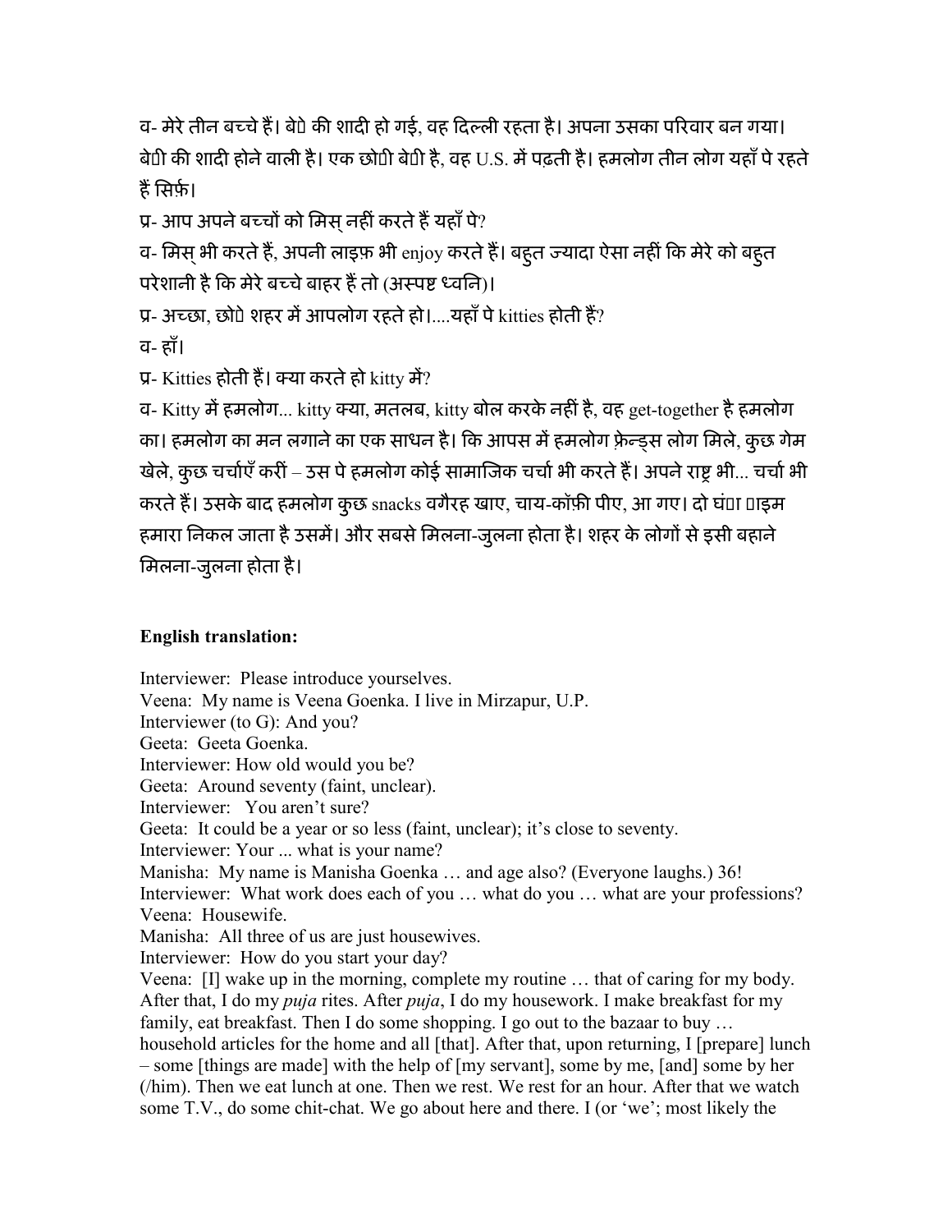व- मेरे तीन बच्चे हैं। बेटे की शादी हो गई, वह दिल्ली रहता है। अपना उसका परिवार बन गया। बेटी की शादी होने वाली है। एक छोटी बेटी है, वह U.S. में पढ़ती है। हमलोग तीन लोग यहाँ पे रहते हैं सिर्फ़।

प्र- आप अपने बच्चों को मिस् नहीं करते हैं यहाँ पे?

व- मिस् भी करते हैं, अपनी लाइफ़ भी enjoy करते हैं। बहुत ज्यादा ऐसा नहीं कि मेरे को बहुत परेशानी है कि मेरे बच्चे बाहर हैं तो (अस्पष्ट ध्वनि)।

प्र- अच्छा, छोटे शहर में आपलोग रहते हो।....यहाँ पे kitties होती हैं?

व- हाँ।

प्र- Kitties होती हैं। क्या करते हो kitty में?

व- Kitty में हमलोग... kitty क्या, मतलब, kitty बोल करके नहीं है, वह get-together है हमलोग का। हमलोग का मन लगाने का एक साधन है। कि आपस में हमलोग फ़्रेन्ड्स लोग मिले, कुछ गेम खेले, कुछ चर्चाएँ करीं – उस पे हमलोग कोई सामाजिक चर्चा भी करते हैं। अपने राष्ट्र भी... चर्चा भी करते हैं। उसके बाद हमलोग कुछ snacks वगैरह खाए, चाय-कॉफ़ी पीए, आ गए। दो घंटा टाइम हमारा निकल जाता है उसमें। और सबसे मिलना-जुलना होता है। शहर के लोगों से इसी बहाने मिलना-जुलना होता है।

**English translation:**

Interviewer: Please introduce yourselves.
Veena: My name is Veena Goenka. I live in Mirzapur, U.P.
Interviewer (to G): And you?
Geeta: Geeta Goenka.
Interviewer: How old would you be?
Geeta: Around seventy (faint, unclear).
Interviewer: You aren't sure?
Geeta: It could be a year or so less (faint, unclear); it's close to seventy.
Interviewer: Your ... what is your name?
Manisha: My name is Manisha Goenka … and age also? (Everyone laughs.) 36!
Interviewer: What work does each of you … what do you … what are your professions?
Veena: Housewife.
Manisha: All three of us are just housewives.
Interviewer: How do you start your day?
Veena: [I] wake up in the morning, complete my routine … that of caring for my body. After that, I do my *puja* rites. After *puja*, I do my housework. I make breakfast for my family, eat breakfast. Then I do some shopping. I go out to the bazaar to buy … household articles for the home and all [that]. After that, upon returning, I [prepare] lunch – some [things are made] with the help of [my servant], some by me, [and] some by her (/him). Then we eat lunch at one. Then we rest. We rest for an hour. After that we watch some T.V., do some chit-chat. We go about here and there. I (or 'we'; most likely the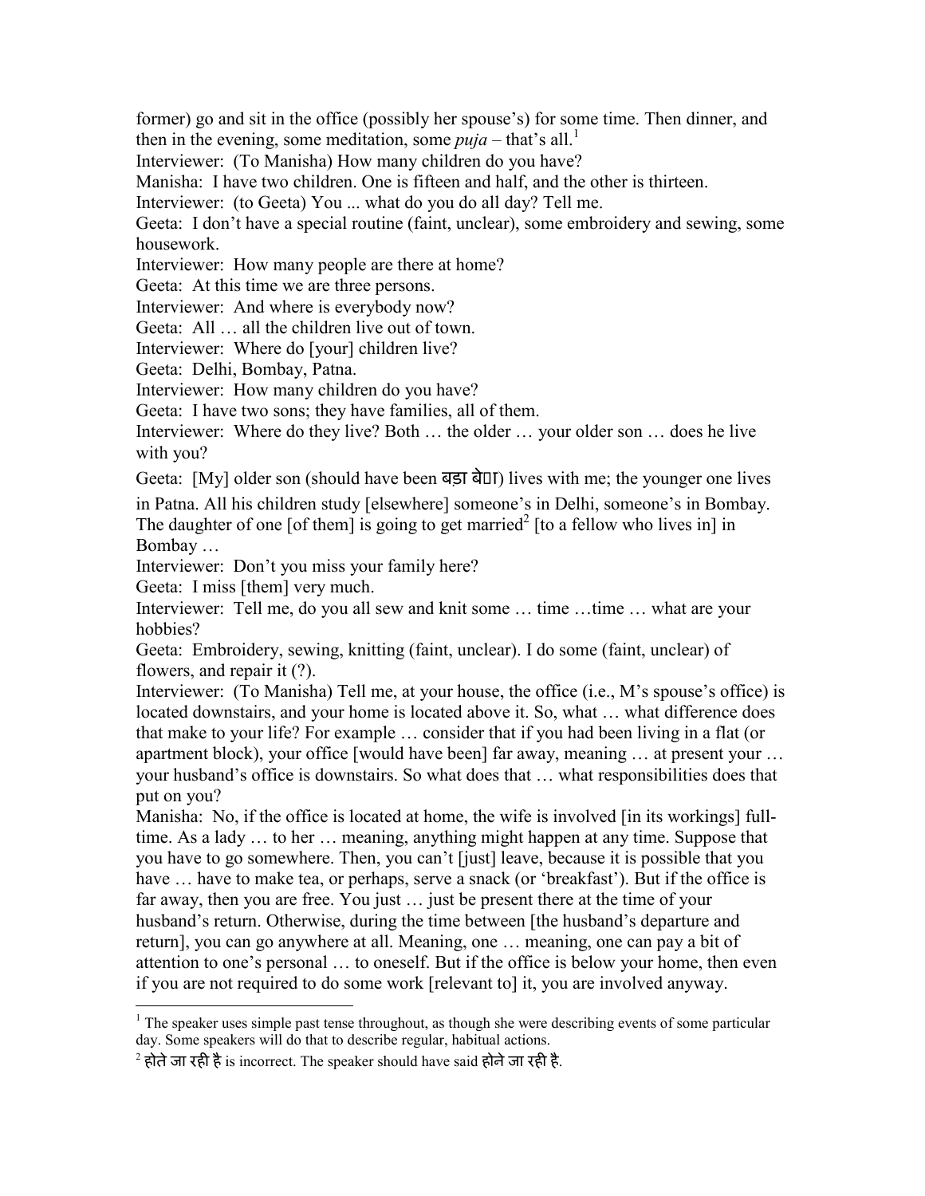former) go and sit in the office (possibly her spouse's) for some time. Then dinner, and then in the evening, some meditation, some *puja* – that's all.[1]

Interviewer: (To Manisha) How many children do you have?

Manisha: I have two children. One is fifteen and half, and the other is thirteen.

Interviewer: (to Geeta) You ... what do you do all day? Tell me.

Geeta: I don't have a special routine (faint, unclear), some embroidery and sewing, some housework.

Interviewer: How many people are there at home?

Geeta: At this time we are three persons.

Interviewer: And where is everybody now?

Geeta: All … all the children live out of town.

Interviewer: Where do [your] children live?

Geeta: Delhi, Bombay, Patna.

Interviewer: How many children do you have?

Geeta: I have two sons; they have families, all of them.

Interviewer: Where do they live? Both … the older … your older son … does he live with you?

Geeta: [My] older son (should have been बड़ा बेटा) lives with me; the younger one lives in Patna. All his children study [elsewhere] someone's in Delhi, someone's in Bombay. The daughter of one [of them] is going to get married[2] [to a fellow who lives in] in Bombay …

Interviewer: Don't you miss your family here?

Geeta: I miss [them] very much.

Interviewer: Tell me, do you all sew and knit some … time …time … what are your hobbies?

Geeta: Embroidery, sewing, knitting (faint, unclear). I do some (faint, unclear) of flowers, and repair it (?).

Interviewer: (To Manisha) Tell me, at your house, the office (i.e., M's spouse's office) is located downstairs, and your home is located above it. So, what … what difference does that make to your life? For example … consider that if you had been living in a flat (or apartment block), your office [would have been] far away, meaning … at present your … your husband's office is downstairs. So what does that … what responsibilities does that put on you?

Manisha: No, if the office is located at home, the wife is involved [in its workings] full-time. As a lady … to her … meaning, anything might happen at any time. Suppose that you have to go somewhere. Then, you can't [just] leave, because it is possible that you have … have to make tea, or perhaps, serve a snack (or 'breakfast'). But if the office is far away, then you are free. You just … just be present there at the time of your husband's return. Otherwise, during the time between [the husband's departure and return], you can go anywhere at all. Meaning, one … meaning, one can pay a bit of attention to one's personal … to oneself. But if the office is below your home, then even if you are not required to do some work [relevant to] it, you are involved anyway.

---

[1] The speaker uses simple past tense throughout, as though she were describing events of some particular day. Some speakers will do that to describe regular, habitual actions.

[2] होते जा रही है is incorrect. The speaker should have said होने जा रही है.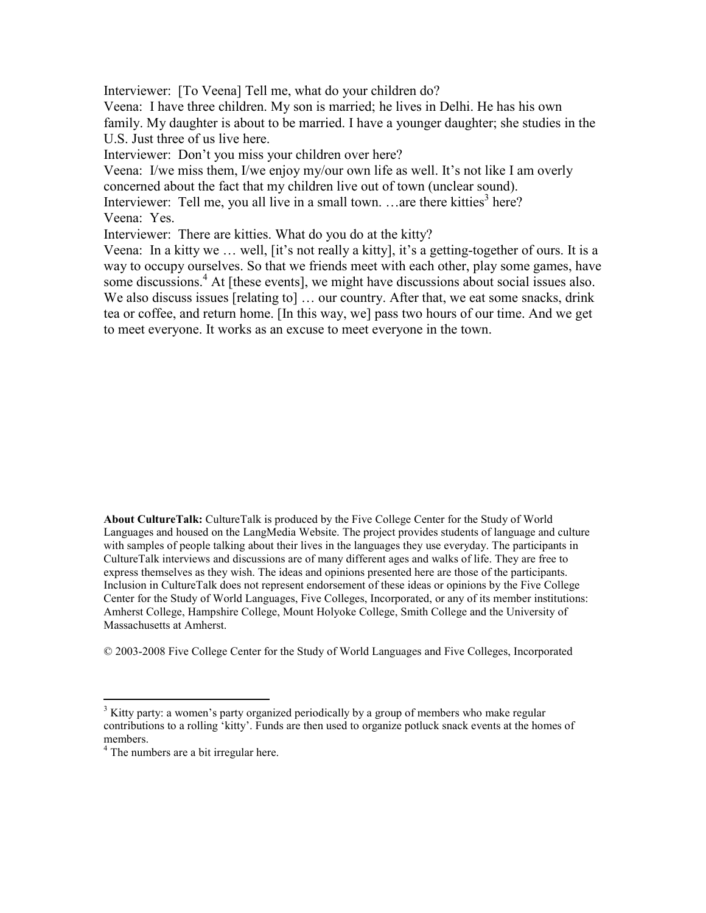Interviewer: [To Veena] Tell me, what do your children do?

Veena: I have three children. My son is married; he lives in Delhi. He has his own family. My daughter is about to be married. I have a younger daughter; she studies in the U.S. Just three of us live here.

Interviewer: Don't you miss your children over here?

Veena: I/we miss them, I/we enjoy my/our own life as well. It's not like I am overly concerned about the fact that my children live out of town (unclear sound).

Interviewer: Tell me, you all live in a small town. …are there kitties[3] here?

Veena: Yes.

Interviewer: There are kitties. What do you do at the kitty?

Veena: In a kitty we … well, [it's not really a kitty], it's a getting-together of ours. It is a way to occupy ourselves. So that we friends meet with each other, play some games, have some discussions.[4] At [these events], we might have discussions about social issues also. We also discuss issues [relating to] … our country. After that, we eat some snacks, drink tea or coffee, and return home. [In this way, we] pass two hours of our time. And we get to meet everyone. It works as an excuse to meet everyone in the town.

**About CultureTalk:** CultureTalk is produced by the Five College Center for the Study of World Languages and housed on the LangMedia Website. The project provides students of language and culture with samples of people talking about their lives in the languages they use everyday. The participants in CultureTalk interviews and discussions are of many different ages and walks of life. They are free to express themselves as they wish. The ideas and opinions presented here are those of the participants. Inclusion in CultureTalk does not represent endorsement of these ideas or opinions by the Five College Center for the Study of World Languages, Five Colleges, Incorporated, or any of its member institutions: Amherst College, Hampshire College, Mount Holyoke College, Smith College and the University of Massachusetts at Amherst.

© 2003-2008 Five College Center for the Study of World Languages and Five Colleges, Incorporated

---

[3] Kitty party: a women's party organized periodically by a group of members who make regular contributions to a rolling 'kitty'. Funds are then used to organize potluck snack events at the homes of members.

[4] The numbers are a bit irregular here.